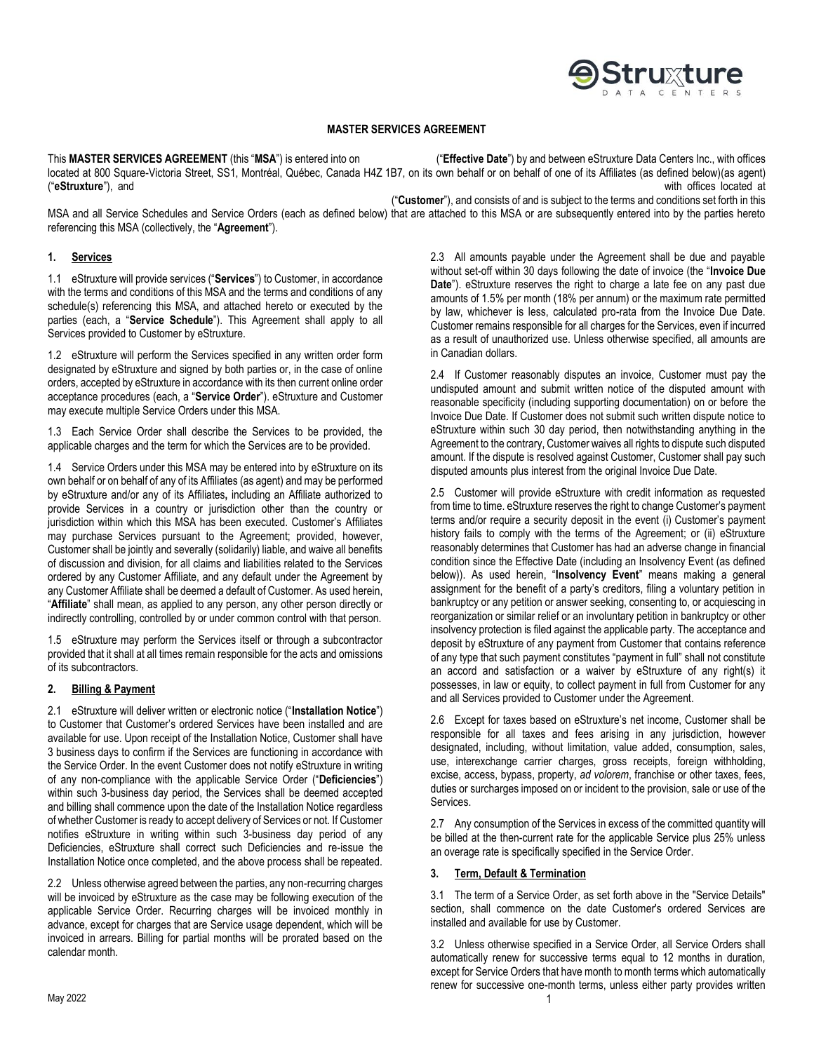# MASTER SERVICES AGREEMENT

This **MASTER SERVICES AGREEMENT** (this "**MSA**") is entered into on ("**Effective Date**") by and between eStruxture Data Centers Inc., with offices located at 800 Square-Victoria Street, SS1, Montréal, Québec, Canada H4Z 1B7, on its own behalf or on behalf of one of its Affiliates (as defined below)(as agent) ("**eStruxture**"), and with offices located at ("**Customer**"), and consists of and is subject to the terms and conditions set forth in this MSA and all Service Schedules and Service Orders (each as defined below) that are attached to this MSA or are subsequently entered into by the parties hereto referencing this MSA (collectively, the "**Agreement**").

## 1. Services

1.1 eStruxture will provide services ("**Services**") to Customer, in accordance with the terms and conditions of this MSA and the terms and conditions of any schedule(s) referencing this MSA, and attached hereto or executed by the parties (each, a "**Service Schedule**"). This Agreement shall apply to all Services provided to Customer by eStruxture.

1.2 eStruxture will perform the Services specified in any written order form designated by eStruxture and signed by both parties or, in the case of online orders, accepted by eStruxture in accordance with its then current online order acceptance procedures (each, a "**Service Order**"). eStruxture and Customer may execute multiple Service Orders under this MSA.

1.3 Each Service Order shall describe the Services to be provided, the applicable charges and the term for which the Services are to be provided.

1.4 Service Orders under this MSA may be entered into by eStruxture on its own behalf or on behalf of any of its Affiliates (as agent) and may be performed by eStruxture and/or any of its Affiliates**,** including an Affiliate authorized to provide Services in a country or jurisdiction other than the country or jurisdiction within which this MSA has been executed. Customer's Affiliates may purchase Services pursuant to the Agreement; provided, however, Customer shall be jointly and severally (solidarily) liable, and waive all benefits of discussion and division, for all claims and liabilities related to the Services ordered by any Customer Affiliate, and any default under the Agreement by any Customer Affiliate shall be deemed a default of Customer. As used herein, "**Affiliate**" shall mean, as applied to any person, any other person directly or indirectly controlling, controlled by or under common control with that person.

1.5 eStruxture may perform the Services itself or through a subcontractor provided that it shall at all times remain responsible for the acts and omissions of its subcontractors.

## 2. Billing & Payment

2.1 eStruxture will deliver written or electronic notice ("**Installation Notice**") to Customer that Customer's ordered Services have been installed and are available for use. Upon receipt of the Installation Notice, Customer shall have 3 business days to confirm if the Services are functioning in accordance with the Service Order. In the event Customer does not notify eStruxture in writing of any non-compliance with the applicable Service Order ("**Deficiencies**") within such 3-business day period, the Services shall be deemed accepted and billing shall commence upon the date of the Installation Notice regardless of whether Customer is ready to accept delivery of Services or not. If Customer notifies eStruxture in writing within such 3-business day period of any Deficiencies, eStruxture shall correct such Deficiencies and re-issue the Installation Notice once completed, and the above process shall be repeated.

2.2 Unless otherwise agreed between the parties, any non-recurring charges will be invoiced by eStruxture as the case may be following execution of the applicable Service Order. Recurring charges will be invoiced monthly in advance, except for charges that are Service usage dependent, which will be invoiced in arrears. Billing for partial months will be prorated based on the calendar month.

2.3 All amounts payable under the Agreement shall be due and payable without set-off within 30 days following the date of invoice (the "**Invoice Due Date**"). eStruxture reserves the right to charge a late fee on any past due amounts of 1.5% per month (18% per annum) or the maximum rate permitted by law, whichever is less, calculated pro-rata from the Invoice Due Date. Customer remains responsible for all charges for the Services, even if incurred as a result of unauthorized use. Unless otherwise specified, all amounts are in Canadian dollars.

2.4 If Customer reasonably disputes an invoice, Customer must pay the undisputed amount and submit written notice of the disputed amount with reasonable specificity (including supporting documentation) on or before the Invoice Due Date. If Customer does not submit such written dispute notice to eStruxture within such 30 day period, then notwithstanding anything in the Agreement to the contrary, Customer waives all rights to dispute such disputed amount. If the dispute is resolved against Customer, Customer shall pay such disputed amounts plus interest from the original Invoice Due Date.

2.5 Customer will provide eStruxture with credit information as requested from time to time. eStruxture reserves the right to change Customer's payment terms and/or require a security deposit in the event (i) Customer's payment history fails to comply with the terms of the Agreement; or (ii) eStruxture reasonably determines that Customer has had an adverse change in financial condition since the Effective Date (including an Insolvency Event (as defined below)). As used herein, "**Insolvency Event**" means making a general assignment for the benefit of a party's creditors, filing a voluntary petition in bankruptcy or any petition or answer seeking, consenting to, or acquiescing in reorganization or similar relief or an involuntary petition in bankruptcy or other insolvency protection is filed against the applicable party. The acceptance and deposit by eStruxture of any payment from Customer that contains reference of any type that such payment constitutes "payment in full" shall not constitute an accord and satisfaction or a waiver by eStruxture of any right(s) it possesses, in law or equity, to collect payment in full from Customer for any and all Services provided to Customer under the Agreement.

2.6 Except for taxes based on eStruxture's net income, Customer shall be responsible for all taxes and fees arising in any jurisdiction, however designated, including, without limitation, value added, consumption, sales, use, interexchange carrier charges, gross receipts, foreign withholding, excise, access, bypass, property, *ad volorem*, franchise or other taxes, fees, duties or surcharges imposed on or incident to the provision, sale or use of the Services.

2.7 Any consumption of the Services in excess of the committed quantity will be billed at the then-current rate for the applicable Service plus 25% unless an overage rate is specifically specified in the Service Order.

## 3. Term, Default & Termination

3.1 The term of a Service Order, as set forth above in the "Service Details" section, shall commence on the date Customer's ordered Services are installed and available for use by Customer.

3.2 Unless otherwise specified in a Service Order, all Service Orders shall automatically renew for successive terms equal to 12 months in duration, except for Service Orders that have month to month terms which automatically renew for successive one-month terms, unless either party provides written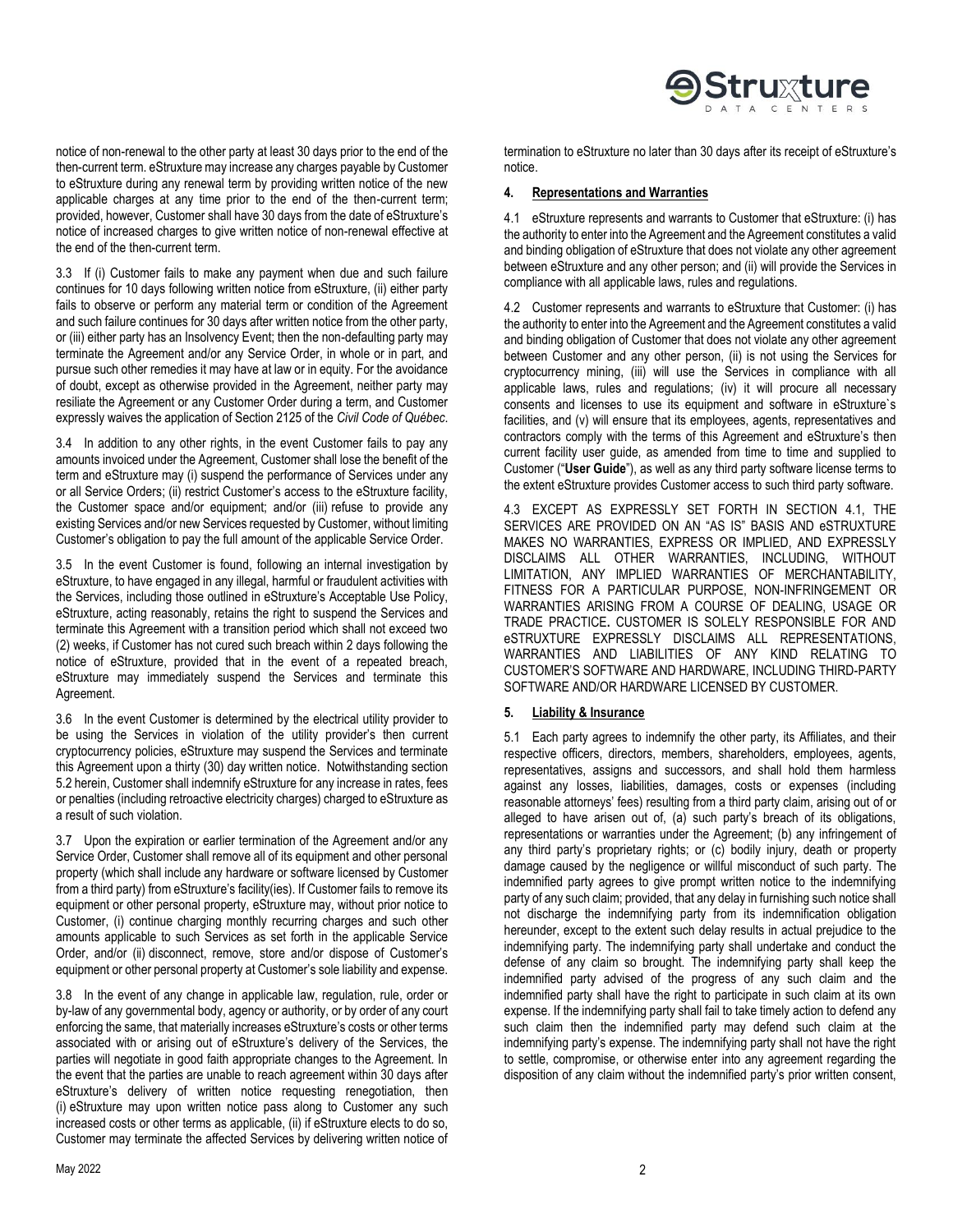notice of non-renewal to the other party at least 30 days prior to the end of the then-current term. eStruxture may increase any charges payable by Customer to eStruxture during any renewal term by providing written notice of the new applicable charges at any time prior to the end of the then-current term; provided, however, Customer shall have 30 days from the date of eStruxture's notice of increased charges to give written notice of non-renewal effective at the end of the then-current term.

3.3 If (i) Customer fails to make any payment when due and such failure continues for 10 days following written notice from eStruxture, (ii) either party fails to observe or perform any material term or condition of the Agreement and such failure continues for 30 days after written notice from the other party, or (iii) either party has an Insolvency Event; then the non-defaulting party may terminate the Agreement and/or any Service Order, in whole or in part, and pursue such other remedies it may have at law or in equity. For the avoidance of doubt, except as otherwise provided in the Agreement, neither party may resiliate the Agreement or any Customer Order during a term, and Customer expressly waives the application of Section 2125 of the *Civil Code of Québec*.

3.4 In addition to any other rights, in the event Customer fails to pay any amounts invoiced under the Agreement, Customer shall lose the benefit of the term and eStruxture may (i) suspend the performance of Services under any or all Service Orders; (ii) restrict Customer's access to the eStruxture facility, the Customer space and/or equipment; and/or (iii) refuse to provide any existing Services and/or new Services requested by Customer, without limiting Customer's obligation to pay the full amount of the applicable Service Order.

3.5 In the event Customer is found, following an internal investigation by eStruxture, to have engaged in any illegal, harmful or fraudulent activities with the Services, including those outlined in eStruxture's Acceptable Use Policy, eStruxture, acting reasonably, retains the right to suspend the Services and terminate this Agreement with a transition period which shall not exceed two (2) weeks, if Customer has not cured such breach within 2 days following the notice of eStruxture, provided that in the event of a repeated breach, eStruxture may immediately suspend the Services and terminate this Agreement.

3.6 In the event Customer is determined by the electrical utility provider to be using the Services in violation of the utility provider's then current cryptocurrency policies, eStruxture may suspend the Services and terminate this Agreement upon a thirty (30) day written notice. Notwithstanding section 5.2 herein, Customer shall indemnify eStruxture for any increase in rates, fees or penalties (including retroactive electricity charges) charged to eStruxture as a result of such violation.

3.7 Upon the expiration or earlier termination of the Agreement and/or any Service Order, Customer shall remove all of its equipment and other personal property (which shall include any hardware or software licensed by Customer from a third party) from eStruxture's facility(ies). If Customer fails to remove its equipment or other personal property, eStruxture may, without prior notice to Customer, (i) continue charging monthly recurring charges and such other amounts applicable to such Services as set forth in the applicable Service Order, and/or (ii) disconnect, remove, store and/or dispose of Customer's equipment or other personal property at Customer's sole liability and expense.

3.8 In the event of any change in applicable law, regulation, rule, order or by-law of any governmental body, agency or authority, or by order of any court enforcing the same, that materially increases eStruxture's costs or other terms associated with or arising out of eStruxture's delivery of the Services, the parties will negotiate in good faith appropriate changes to the Agreement. In the event that the parties are unable to reach agreement within 30 days after eStruxture's delivery of written notice requesting renegotiation, then (i) eStruxture may upon written notice pass along to Customer any such increased costs or other terms as applicable, (ii) if eStruxture elects to do so, Customer may terminate the affected Services by delivering written notice of termination to eStruxture no later than 30 days after its receipt of eStruxture's notice.

## 4. Representations and Warranties

4.1 eStruxture represents and warrants to Customer that eStruxture: (i) has the authority to enter into the Agreement and the Agreement constitutes a valid and binding obligation of eStruxture that does not violate any other agreement between eStruxture and any other person; and (ii) will provide the Services in compliance with all applicable laws, rules and regulations.

4.2 Customer represents and warrants to eStruxture that Customer: (i) has the authority to enter into the Agreement and the Agreement constitutes a valid and binding obligation of Customer that does not violate any other agreement between Customer and any other person, (ii) is not using the Services for cryptocurrency mining, (iii) will use the Services in compliance with all applicable laws, rules and regulations; (iv) it will procure all necessary consents and licenses to use its equipment and software in eStruxture`s facilities, and (v) will ensure that its employees, agents, representatives and contractors comply with the terms of this Agreement and eStruxture's then current facility user guide, as amended from time to time and supplied to Customer ("**User Guide**"), as well as any third party software license terms to the extent eStruxture provides Customer access to such third party software.

4.3 EXCEPT AS EXPRESSLY SET FORTH IN SECTION 4.1, THE SERVICES ARE PROVIDED ON AN "AS IS" BASIS AND eSTRUXTURE MAKES NO WARRANTIES, EXPRESS OR IMPLIED, AND EXPRESSLY DISCLAIMS ALL OTHER WARRANTIES, INCLUDING, WITHOUT LIMITATION, ANY IMPLIED WARRANTIES OF MERCHANTABILITY, FITNESS FOR A PARTICULAR PURPOSE, NON-INFRINGEMENT OR WARRANTIES ARISING FROM A COURSE OF DEALING, USAGE OR TRADE PRACTICE**.** CUSTOMER IS SOLELY RESPONSIBLE FOR AND eSTRUXTURE EXPRESSLY DISCLAIMS ALL REPRESENTATIONS, WARRANTIES AND LIABILITIES OF ANY KIND RELATING TO CUSTOMER'S SOFTWARE AND HARDWARE, INCLUDING THIRD-PARTY SOFTWARE AND/OR HARDWARE LICENSED BY CUSTOMER.

## 5. Liability & Insurance

5.1 Each party agrees to indemnify the other party, its Affiliates, and their respective officers, directors, members, shareholders, employees, agents, representatives, assigns and successors, and shall hold them harmless against any losses, liabilities, damages, costs or expenses (including reasonable attorneys' fees) resulting from a third party claim, arising out of or alleged to have arisen out of, (a) such party's breach of its obligations, representations or warranties under the Agreement; (b) any infringement of any third party's proprietary rights; or (c) bodily injury, death or property damage caused by the negligence or willful misconduct of such party. The indemnified party agrees to give prompt written notice to the indemnifying party of any such claim; provided, that any delay in furnishing such notice shall not discharge the indemnifying party from its indemnification obligation hereunder, except to the extent such delay results in actual prejudice to the indemnifying party. The indemnifying party shall undertake and conduct the defense of any claim so brought. The indemnifying party shall keep the indemnified party advised of the progress of any such claim and the indemnified party shall have the right to participate in such claim at its own expense. If the indemnifying party shall fail to take timely action to defend any such claim then the indemnified party may defend such claim at the indemnifying party's expense. The indemnifying party shall not have the right to settle, compromise, or otherwise enter into any agreement regarding the disposition of any claim without the indemnified party's prior written consent,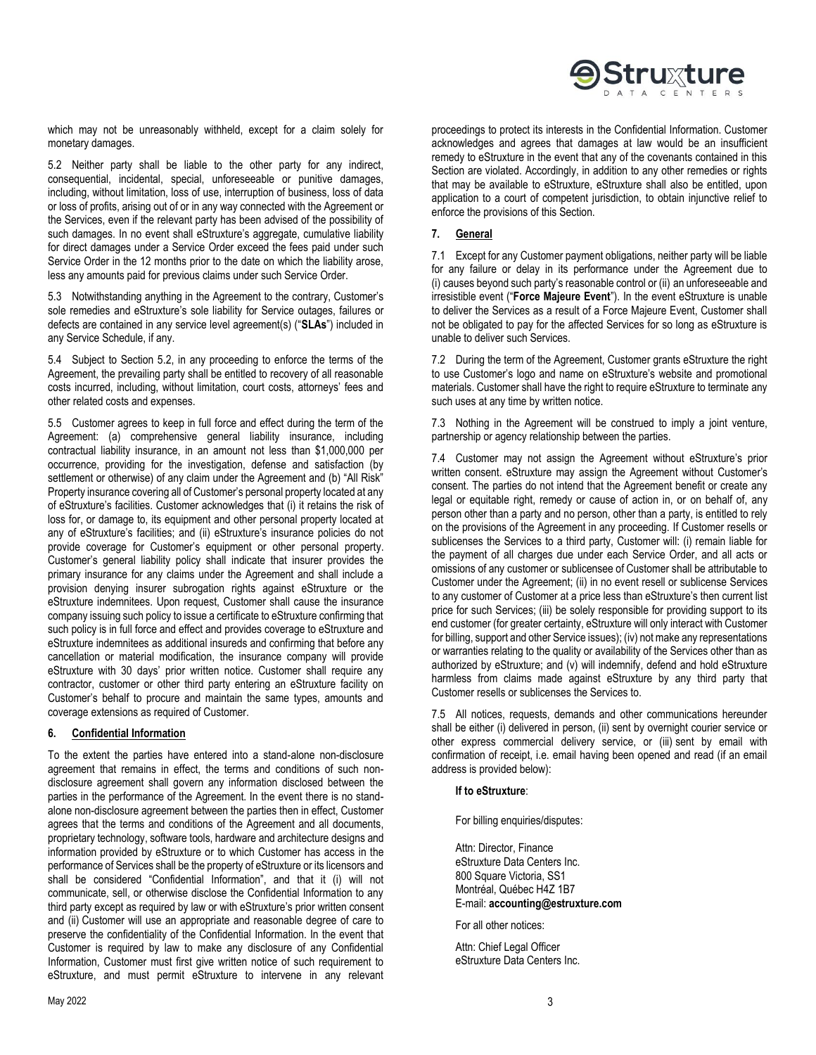which may not be unreasonably withheld, except for a claim solely for monetary damages.

5.2 Neither party shall be liable to the other party for any indirect, consequential, incidental, special, unforeseeable or punitive damages, including, without limitation, loss of use, interruption of business, loss of data or loss of profits, arising out of or in any way connected with the Agreement or the Services, even if the relevant party has been advised of the possibility of such damages. In no event shall eStruxture's aggregate, cumulative liability for direct damages under a Service Order exceed the fees paid under such Service Order in the 12 months prior to the date on which the liability arose, less any amounts paid for previous claims under such Service Order.

5.3 Notwithstanding anything in the Agreement to the contrary, Customer's sole remedies and eStruxture's sole liability for Service outages, failures or defects are contained in any service level agreement(s) ("**SLAs**") included in any Service Schedule, if any.

5.4 Subject to Section 5.2, in any proceeding to enforce the terms of the Agreement, the prevailing party shall be entitled to recovery of all reasonable costs incurred, including, without limitation, court costs, attorneys' fees and other related costs and expenses.

5.5 Customer agrees to keep in full force and effect during the term of the Agreement: (a) comprehensive general liability insurance, including contractual liability insurance, in an amount not less than $1,000,000 per occurrence, providing for the investigation, defense and satisfaction (by settlement or otherwise) of any claim under the Agreement and (b) "All Risk" Property insurance covering all of Customer's personal property located at any of eStruxture's facilities. Customer acknowledges that (i) it retains the risk of loss for, or damage to, its equipment and other personal property located at any of eStruxture's facilities; and (ii) eStruxture's insurance policies do not provide coverage for Customer's equipment or other personal property. Customer's general liability policy shall indicate that insurer provides the primary insurance for any claims under the Agreement and shall include a provision denying insurer subrogation rights against eStruxture or the eStruxture indemnitees. Upon request, Customer shall cause the insurance company issuing such policy to issue a certificate to eStruxture confirming that such policy is in full force and effect and provides coverage to eStruxture and eStruxture indemnitees as additional insureds and confirming that before any cancellation or material modification, the insurance company will provide eStruxture with 30 days' prior written notice. Customer shall require any contractor, customer or other third party entering an eStruxture facility on Customer's behalf to procure and maintain the same types, amounts and coverage extensions as required of Customer.

## 6. Confidential Information

To the extent the parties have entered into a stand-alone non-disclosure agreement that remains in effect, the terms and conditions of such non-disclosure agreement shall govern any information disclosed between the parties in the performance of the Agreement. In the event there is no stand-alone non-disclosure agreement between the parties then in effect, Customer agrees that the terms and conditions of the Agreement and all documents, proprietary technology, software tools, hardware and architecture designs and information provided by eStruxture or to which Customer has access in the performance of Services shall be the property of eStruxture or its licensors and shall be considered "Confidential Information", and that it (i) will not communicate, sell, or otherwise disclose the Confidential Information to any third party except as required by law or with eStruxture's prior written consent and (ii) Customer will use an appropriate and reasonable degree of care to preserve the confidentiality of the Confidential Information. In the event that Customer is required by law to make any disclosure of any Confidential Information, Customer must first give written notice of such requirement to eStruxture, and must permit eStruxture to intervene in any relevant proceedings to protect its interests in the Confidential Information. Customer acknowledges and agrees that damages at law would be an insufficient remedy to eStruxture in the event that any of the covenants contained in this Section are violated. Accordingly, in addition to any other remedies or rights that may be available to eStruxture, eStruxture shall also be entitled, upon application to a court of competent jurisdiction, to obtain injunctive relief to enforce the provisions of this Section.

## 7. General

7.1 Except for any Customer payment obligations, neither party will be liable for any failure or delay in its performance under the Agreement due to (i) causes beyond such party's reasonable control or (ii) an unforeseeable and irresistible event ("**Force Majeure Event**"). In the event eStruxture is unable to deliver the Services as a result of a Force Majeure Event, Customer shall not be obligated to pay for the affected Services for so long as eStruxture is unable to deliver such Services.

7.2 During the term of the Agreement, Customer grants eStruxture the right to use Customer's logo and name on eStruxture's website and promotional materials. Customer shall have the right to require eStruxture to terminate any such uses at any time by written notice.

7.3 Nothing in the Agreement will be construed to imply a joint venture, partnership or agency relationship between the parties.

7.4 Customer may not assign the Agreement without eStruxture's prior written consent. eStruxture may assign the Agreement without Customer's consent. The parties do not intend that the Agreement benefit or create any legal or equitable right, remedy or cause of action in, or on behalf of, any person other than a party and no person, other than a party, is entitled to rely on the provisions of the Agreement in any proceeding. If Customer resells or sublicenses the Services to a third party, Customer will: (i) remain liable for the payment of all charges due under each Service Order, and all acts or omissions of any customer or sublicensee of Customer shall be attributable to Customer under the Agreement; (ii) in no event resell or sublicense Services to any customer of Customer at a price less than eStruxture's then current list price for such Services; (iii) be solely responsible for providing support to its end customer (for greater certainty, eStruxture will only interact with Customer for billing, support and other Service issues); (iv) not make any representations or warranties relating to the quality or availability of the Services other than as authorized by eStruxture; and (v) will indemnify, defend and hold eStruxture harmless from claims made against eStruxture by any third party that Customer resells or sublicenses the Services to.

7.5 All notices, requests, demands and other communications hereunder shall be either (i) delivered in person, (ii) sent by overnight courier service or other express commercial delivery service, or (iii) sent by email with confirmation of receipt, i.e. email having been opened and read (if an email address is provided below):

**If to eStruxture**:

For billing enquiries/disputes:

Attn: Director, Finance
eStruxture Data Centers Inc.
800 Square Victoria, SS1
Montréal, Québec H4Z 1B7
E-mail: **accounting@estruxture.com**

For all other notices:

Attn: Chief Legal Officer
eStruxture Data Centers Inc.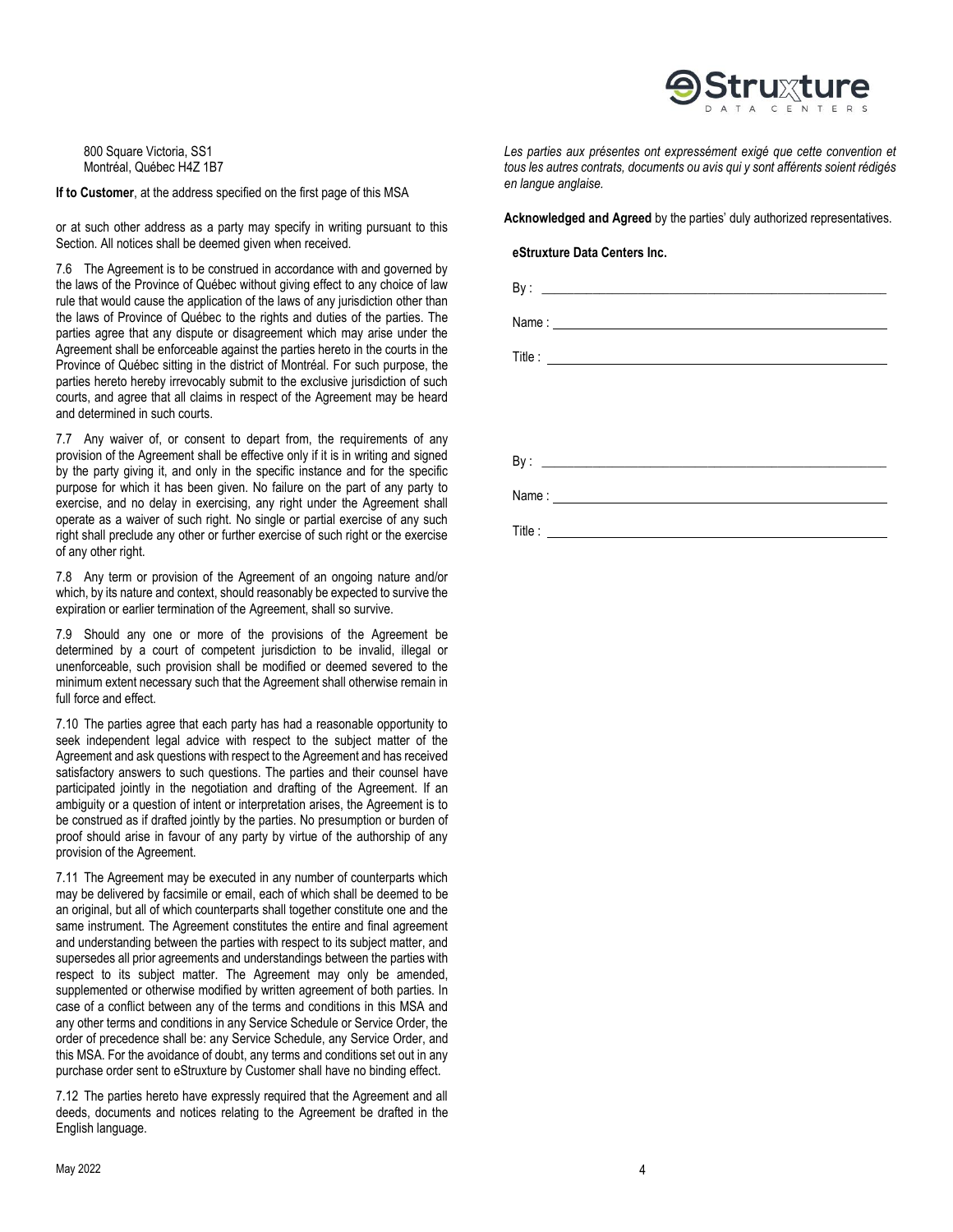800 Square Victoria, SS1
Montréal, Québec H4Z 1B7

**If to Customer**, at the address specified on the first page of this MSA

or at such other address as a party may specify in writing pursuant to this Section. All notices shall be deemed given when received.

7.6 The Agreement is to be construed in accordance with and governed by the laws of the Province of Québec without giving effect to any choice of law rule that would cause the application of the laws of any jurisdiction other than the laws of Province of Québec to the rights and duties of the parties. The parties agree that any dispute or disagreement which may arise under the Agreement shall be enforceable against the parties hereto in the courts in the Province of Québec sitting in the district of Montréal. For such purpose, the parties hereto hereby irrevocably submit to the exclusive jurisdiction of such courts, and agree that all claims in respect of the Agreement may be heard and determined in such courts.

7.7 Any waiver of, or consent to depart from, the requirements of any provision of the Agreement shall be effective only if it is in writing and signed by the party giving it, and only in the specific instance and for the specific purpose for which it has been given. No failure on the part of any party to exercise, and no delay in exercising, any right under the Agreement shall operate as a waiver of such right. No single or partial exercise of any such right shall preclude any other or further exercise of such right or the exercise of any other right.

7.8 Any term or provision of the Agreement of an ongoing nature and/or which, by its nature and context, should reasonably be expected to survive the expiration or earlier termination of the Agreement, shall so survive.

7.9 Should any one or more of the provisions of the Agreement be determined by a court of competent jurisdiction to be invalid, illegal or unenforceable, such provision shall be modified or deemed severed to the minimum extent necessary such that the Agreement shall otherwise remain in full force and effect.

7.10 The parties agree that each party has had a reasonable opportunity to seek independent legal advice with respect to the subject matter of the Agreement and ask questions with respect to the Agreement and has received satisfactory answers to such questions. The parties and their counsel have participated jointly in the negotiation and drafting of the Agreement. If an ambiguity or a question of intent or interpretation arises, the Agreement is to be construed as if drafted jointly by the parties. No presumption or burden of proof should arise in favour of any party by virtue of the authorship of any provision of the Agreement.

7.11 The Agreement may be executed in any number of counterparts which may be delivered by facsimile or email, each of which shall be deemed to be an original, but all of which counterparts shall together constitute one and the same instrument. The Agreement constitutes the entire and final agreement and understanding between the parties with respect to its subject matter, and supersedes all prior agreements and understandings between the parties with respect to its subject matter. The Agreement may only be amended, supplemented or otherwise modified by written agreement of both parties. In case of a conflict between any of the terms and conditions in this MSA and any other terms and conditions in any Service Schedule or Service Order, the order of precedence shall be: any Service Schedule, any Service Order, and this MSA. For the avoidance of doubt, any terms and conditions set out in any purchase order sent to eStruxture by Customer shall have no binding effect.

7.12 The parties hereto have expressly required that the Agreement and all deeds, documents and notices relating to the Agreement be drafted in the English language.

*Les parties aux présentes ont expressément exigé que cette convention et tous les autres contrats, documents ou avis qui y sont afférents soient rédigés en langue anglaise.*

**Acknowledged and Agreed** by the parties' duly authorized representatives.

**eStruxture Data Centers Inc.**

By : \_\_\_\_\_\_\_\_\_\_\_\_\_\_\_\_\_\_\_\_\_\_\_\_\_\_\_\_\_\_\_\_\_\_\_\_\_\_\_\_

Name : \_\_\_\_\_\_\_\_\_\_\_\_\_\_\_\_\_\_\_\_\_\_\_\_\_\_\_\_\_\_\_\_\_\_\_\_\_\_

Title : \_\_\_\_\_\_\_\_\_\_\_\_\_\_\_\_\_\_\_\_\_\_\_\_\_\_\_\_\_\_\_\_\_\_\_\_\_\_\_

By : \_\_\_\_\_\_\_\_\_\_\_\_\_\_\_\_\_\_\_\_\_\_\_\_\_\_\_\_\_\_\_\_\_\_\_\_\_\_\_\_

Name : \_\_\_\_\_\_\_\_\_\_\_\_\_\_\_\_\_\_\_\_\_\_\_\_\_\_\_\_\_\_\_\_\_\_\_\_\_\_

Title : \_\_\_\_\_\_\_\_\_\_\_\_\_\_\_\_\_\_\_\_\_\_\_\_\_\_\_\_\_\_\_\_\_\_\_\_\_\_\_